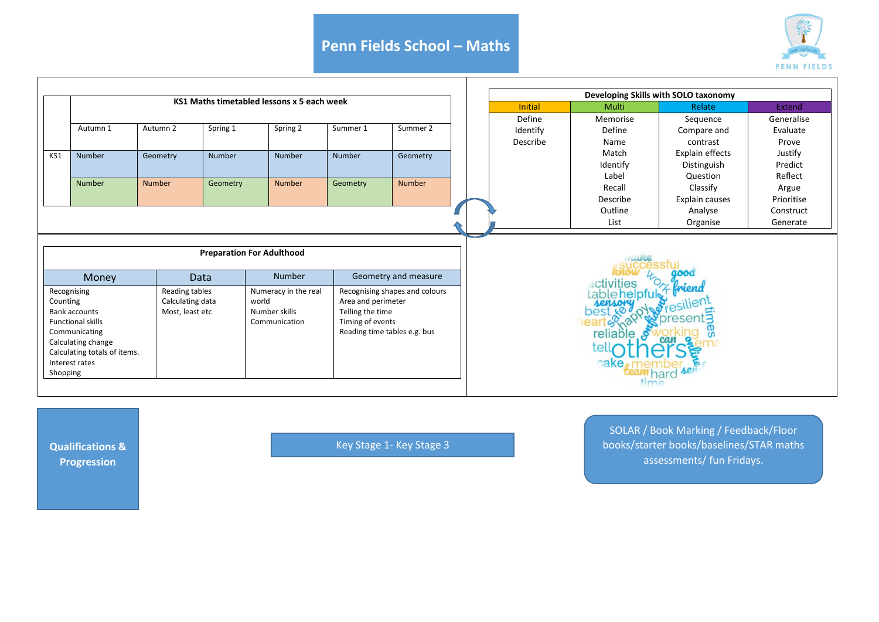# Penn Fields School – Maths

| | KS1 Maths timetabled lessons x 5 each week | | | | | |
|---|---|---|---|---|---|---|
| | Autumn 1 | Autumn 2 | Spring 1 | Spring 2 | Summer 1 | Summer 2 |
| KS1 | Number | Geometry | Number | Number | Number | Geometry |
| | Number | Number | Geometry | Number | Geometry | Number |

**Developing Skills with SOLO taxonomy**

| Initial | Multi | Relate | Extend |
|---|---|---|---|
| Define<br>Identify<br>Describe | Memorise<br>Define<br>Name<br>Match<br>Identify<br>Label<br>Recall<br>Describe<br>Outline<br>List | Sequence<br>Compare and contrast<br>Explain effects<br>Distinguish<br>Question<br>Classify<br>Explain causes<br>Analyse<br>Organise | Generalise<br>Evaluate<br>Prove<br>Justify<br>Predict<br>Reflect<br>Argue<br>Prioritise<br>Construct<br>Generate |

**Preparation For Adulthood**

| Money | Data | Number | Geometry and measure |
|---|---|---|---|
| Recognising<br>Counting<br>Bank accounts<br>Functional skills<br>Communicating<br>Calculating change<br>Calculating totals of items.<br>Interest rates<br>Shopping | Reading tables<br>Calculating data<br>Most, least etc | Numeracy in the real world<br>Number skills<br>Communication | Recognising shapes and colours<br>Area and perimeter<br>Telling the time<br>Timing of events<br>Reading time tables e.g. bus |

make successful know work good activities table helpful friend sensory best safe happy confident resilient times heart present reliable can working tell others online cake member team hard time

**Qualifications & Progression**

Key Stage 1- Key Stage 3

SOLAR / Book Marking / Feedback/Floor books/starter books/baselines/STAR maths assessments/ fun Fridays.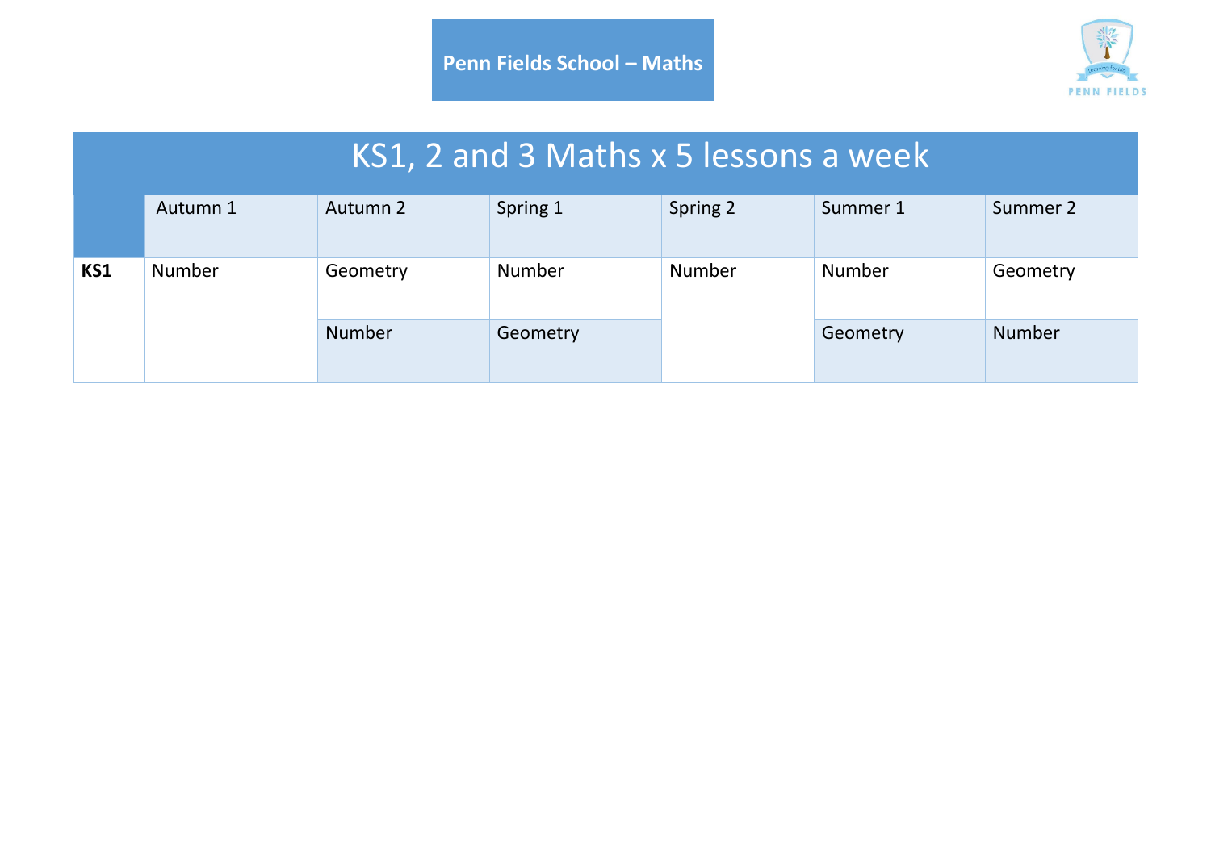# Penn Fields School – Maths

## KS1, 2 and 3 Maths x 5 lessons a week

| | Autumn 1 | Autumn 2 | Spring 1 | Spring 2 | Summer 1 | Summer 2 |
|---|---|---|---|---|---|---|
| **KS1** | Number | Geometry | Number | Number | Number | Geometry |
| | | Number | Geometry | | Geometry | Number |